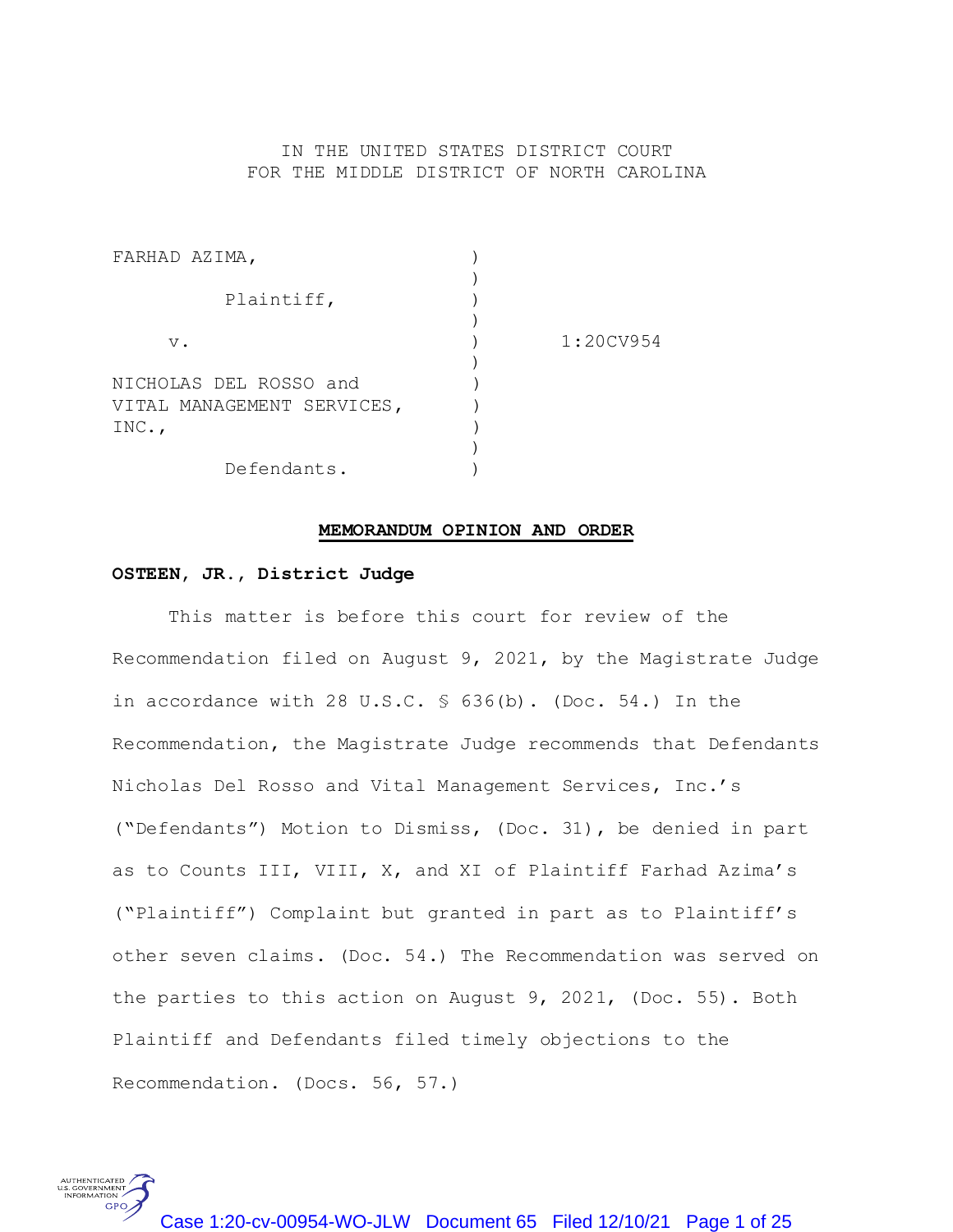IN THE UNITED STATES DISTRICT COURT
FOR THE MIDDLE DISTRICT OF NORTH CAROLINA

| | | |
|---|---|---|
| FARHAD AZIMA, | ) | |
| | ) | |
| Plaintiff, | ) | |
| | ) | |
| v. | ) | 1:20CV954 |
| | ) | |
| NICHOLAS DEL ROSSO and VITAL MANAGEMENT SERVICES, INC., | ) | |
| | ) | |
| Defendants. | ) | |

**MEMORANDUM OPINION AND ORDER**

**OSTEEN, JR., District Judge**

This matter is before this court for review of the Recommendation filed on August 9, 2021, by the Magistrate Judge in accordance with 28 U.S.C. § 636(b). (Doc. 54.) In the Recommendation, the Magistrate Judge recommends that Defendants Nicholas Del Rosso and Vital Management Services, Inc.'s ("Defendants") Motion to Dismiss, (Doc. 31), be denied in part as to Counts III, VIII, X, and XI of Plaintiff Farhad Azima's ("Plaintiff") Complaint but granted in part as to Plaintiff's other seven claims. (Doc. 54.) The Recommendation was served on the parties to this action on August 9, 2021, (Doc. 55). Both Plaintiff and Defendants filed timely objections to the Recommendation. (Docs. 56, 57.)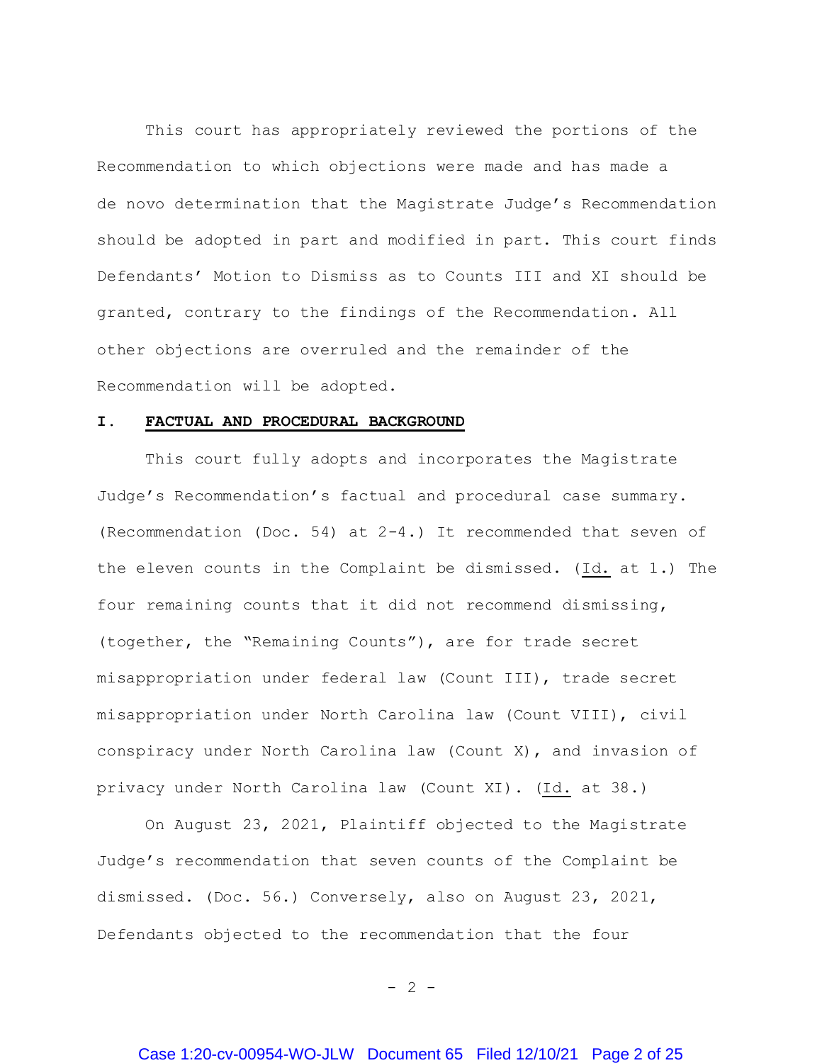This court has appropriately reviewed the portions of the Recommendation to which objections were made and has made a de novo determination that the Magistrate Judge's Recommendation should be adopted in part and modified in part. This court finds Defendants' Motion to Dismiss as to Counts III and XI should be granted, contrary to the findings of the Recommendation. All other objections are overruled and the remainder of the Recommendation will be adopted.

## I. **FACTUAL AND PROCEDURAL BACKGROUND**

This court fully adopts and incorporates the Magistrate Judge's Recommendation's factual and procedural case summary. (Recommendation (Doc. 54) at 2-4.) It recommended that seven of the eleven counts in the Complaint be dismissed. (Id. at 1.) The four remaining counts that it did not recommend dismissing, (together, the "Remaining Counts"), are for trade secret misappropriation under federal law (Count III), trade secret misappropriation under North Carolina law (Count VIII), civil conspiracy under North Carolina law (Count X), and invasion of privacy under North Carolina law (Count XI). (Id. at 38.)

On August 23, 2021, Plaintiff objected to the Magistrate Judge's recommendation that seven counts of the Complaint be dismissed. (Doc. 56.) Conversely, also on August 23, 2021, Defendants objected to the recommendation that the four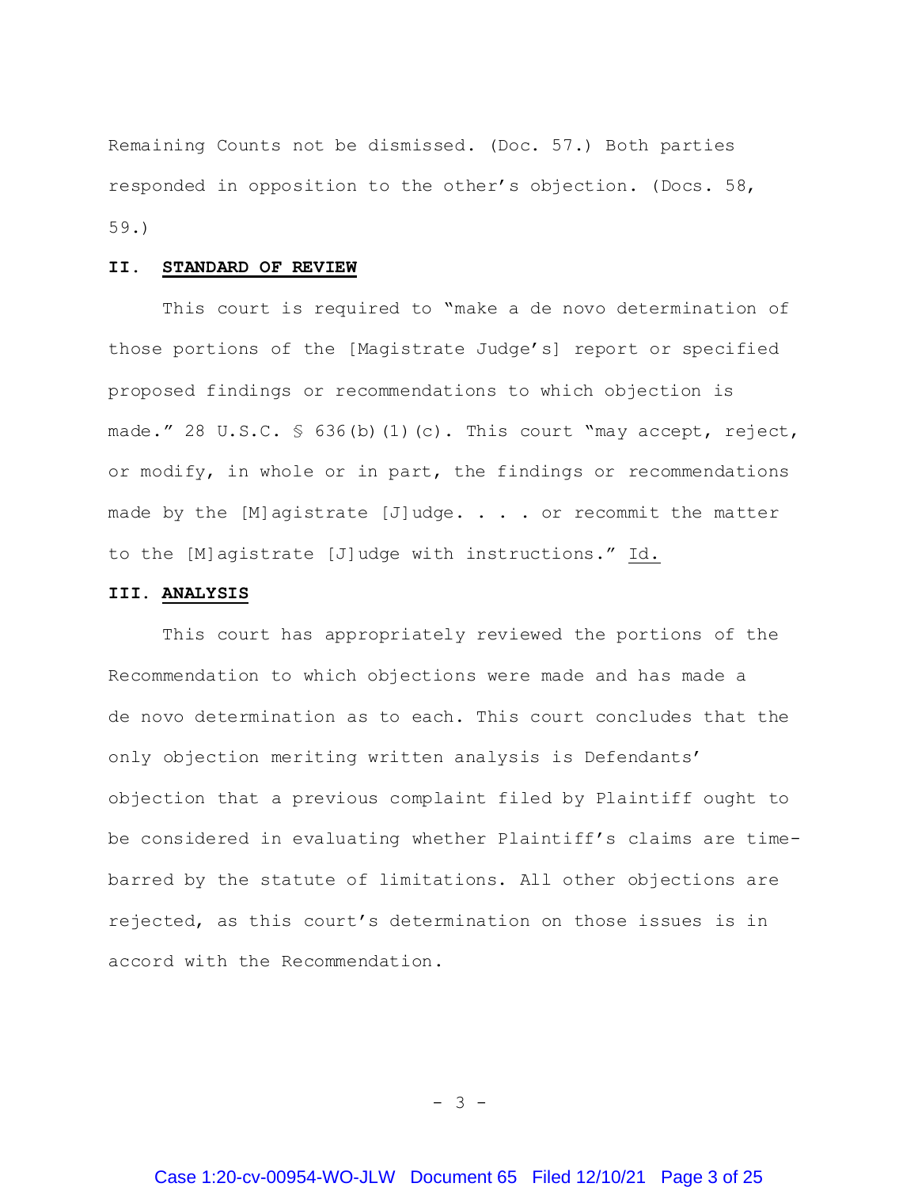Remaining Counts not be dismissed. (Doc. 57.) Both parties responded in opposition to the other's objection. (Docs. 58, 59.)

## II. STANDARD OF REVIEW

This court is required to "make a de novo determination of those portions of the [Magistrate Judge's] report or specified proposed findings or recommendations to which objection is made." 28 U.S.C. § 636(b)(1)(c). This court "may accept, reject, or modify, in whole or in part, the findings or recommendations made by the [M]agistrate [J]udge. . . . or recommit the matter to the [M]agistrate [J]udge with instructions." Id.

## III. ANALYSIS

This court has appropriately reviewed the portions of the Recommendation to which objections were made and has made a de novo determination as to each. This court concludes that the only objection meriting written analysis is Defendants' objection that a previous complaint filed by Plaintiff ought to be considered in evaluating whether Plaintiff's claims are time-barred by the statute of limitations. All other objections are rejected, as this court's determination on those issues is in accord with the Recommendation.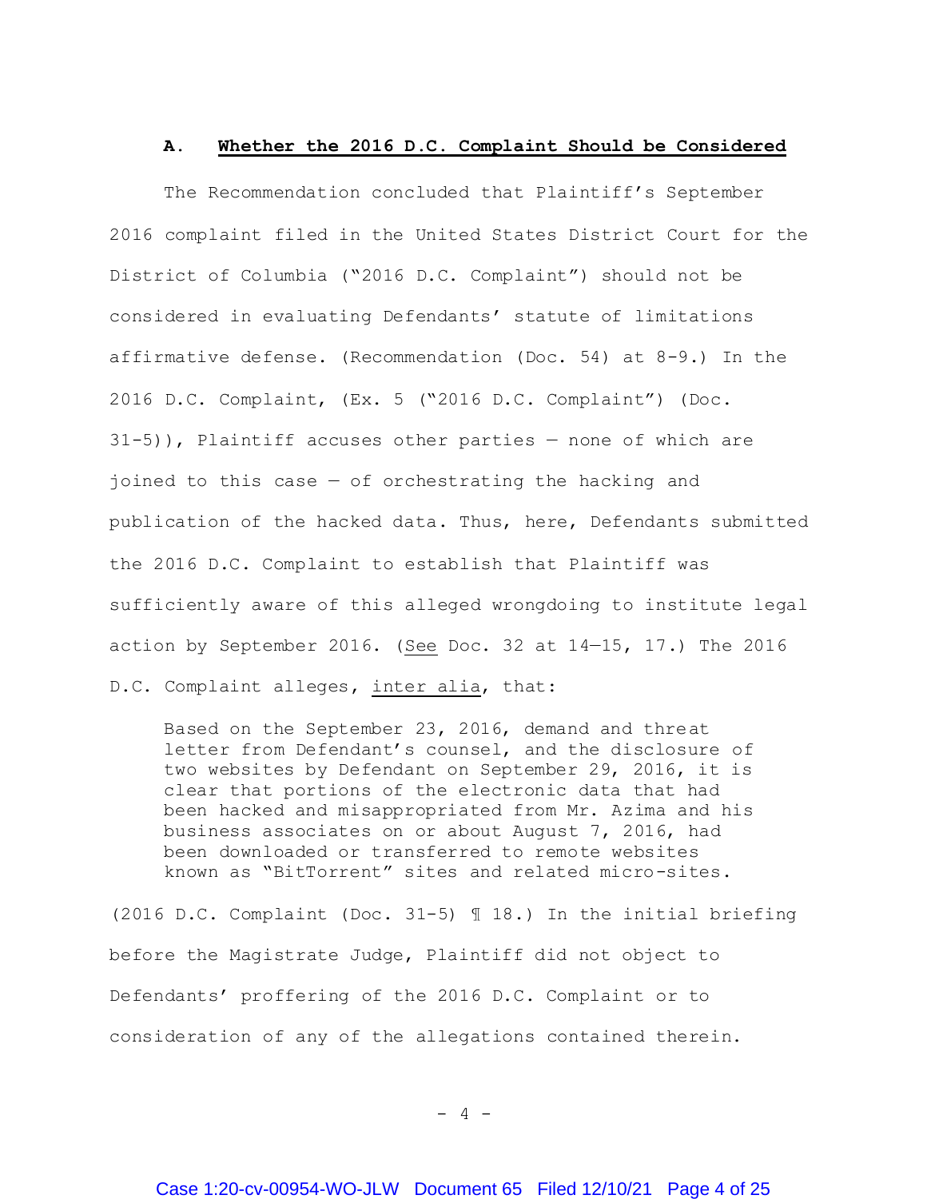### A. **Whether the 2016 D.C. Complaint Should be Considered**

The Recommendation concluded that Plaintiff's September 2016 complaint filed in the United States District Court for the District of Columbia ("2016 D.C. Complaint") should not be considered in evaluating Defendants' statute of limitations affirmative defense. (Recommendation (Doc. 54) at 8-9.) In the 2016 D.C. Complaint, (Ex. 5 ("2016 D.C. Complaint") (Doc. 31-5)), Plaintiff accuses other parties — none of which are joined to this case — of orchestrating the hacking and publication of the hacked data. Thus, here, Defendants submitted the 2016 D.C. Complaint to establish that Plaintiff was sufficiently aware of this alleged wrongdoing to institute legal action by September 2016. (See Doc. 32 at 14—15, 17.) The 2016 D.C. Complaint alleges, inter alia, that:

> Based on the September 23, 2016, demand and threat letter from Defendant's counsel, and the disclosure of two websites by Defendant on September 29, 2016, it is clear that portions of the electronic data that had been hacked and misappropriated from Mr. Azima and his business associates on or about August 7, 2016, had been downloaded or transferred to remote websites known as "BitTorrent" sites and related micro-sites.

(2016 D.C. Complaint (Doc. 31-5) ¶ 18.) In the initial briefing before the Magistrate Judge, Plaintiff did not object to Defendants' proffering of the 2016 D.C. Complaint or to consideration of any of the allegations contained therein.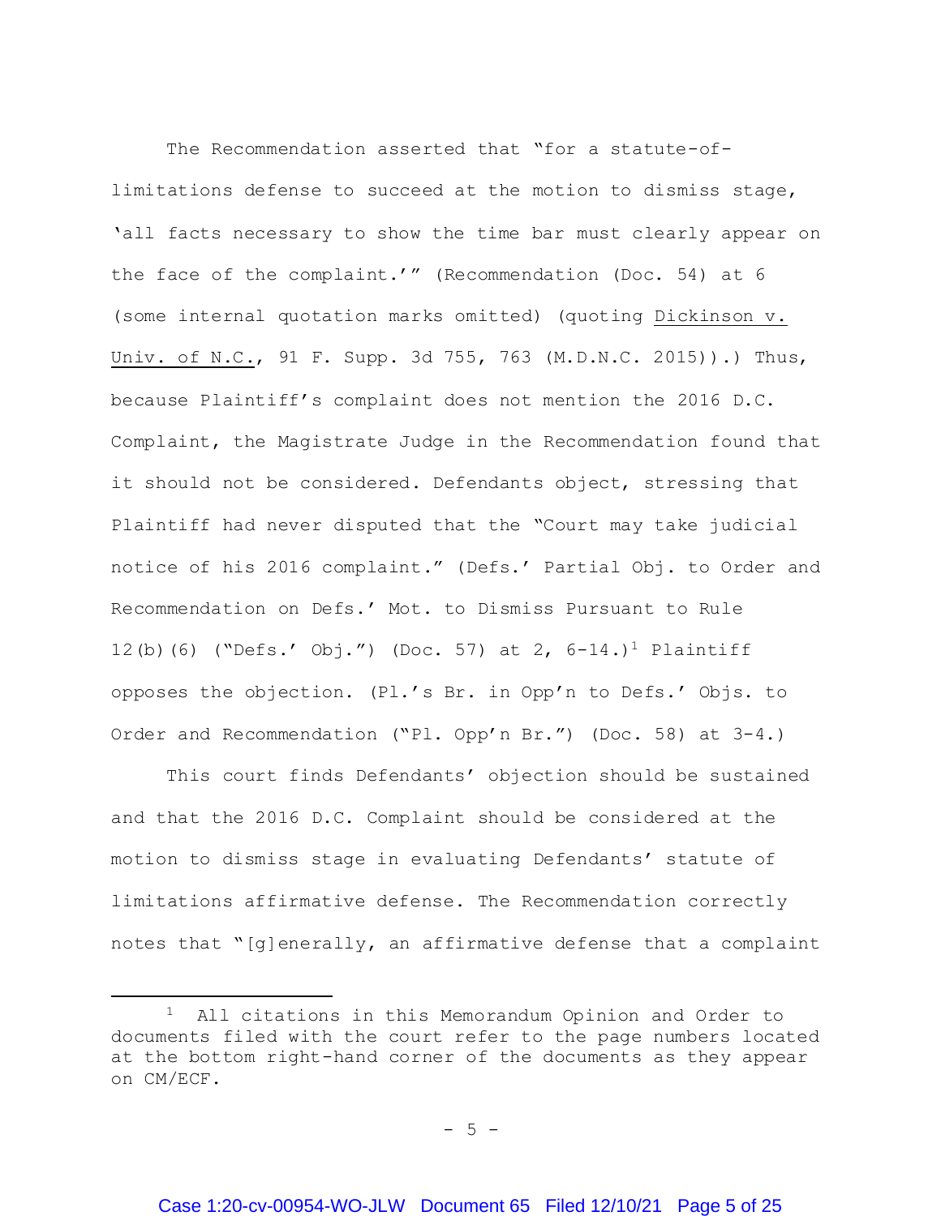The Recommendation asserted that "for a statute-of-limitations defense to succeed at the motion to dismiss stage, 'all facts necessary to show the time bar must clearly appear on the face of the complaint.'" (Recommendation (Doc. 54) at 6 (some internal quotation marks omitted) (quoting Dickinson v. Univ. of N.C., 91 F. Supp. 3d 755, 763 (M.D.N.C. 2015)).) Thus, because Plaintiff's complaint does not mention the 2016 D.C. Complaint, the Magistrate Judge in the Recommendation found that it should not be considered. Defendants object, stressing that Plaintiff had never disputed that the "Court may take judicial notice of his 2016 complaint." (Defs.' Partial Obj. to Order and Recommendation on Defs.' Mot. to Dismiss Pursuant to Rule 12(b)(6) ("Defs.' Obj.") (Doc. 57) at 2, 6-14.)[1] Plaintiff opposes the objection. (Pl.'s Br. in Opp'n to Defs.' Objs. to Order and Recommendation ("Pl. Opp'n Br.") (Doc. 58) at 3-4.)

This court finds Defendants' objection should be sustained and that the 2016 D.C. Complaint should be considered at the motion to dismiss stage in evaluating Defendants' statute of limitations affirmative defense. The Recommendation correctly notes that "[g]enerally, an affirmative defense that a complaint

[1] All citations in this Memorandum Opinion and Order to documents filed with the court refer to the page numbers located at the bottom right-hand corner of the documents as they appear on CM/ECF.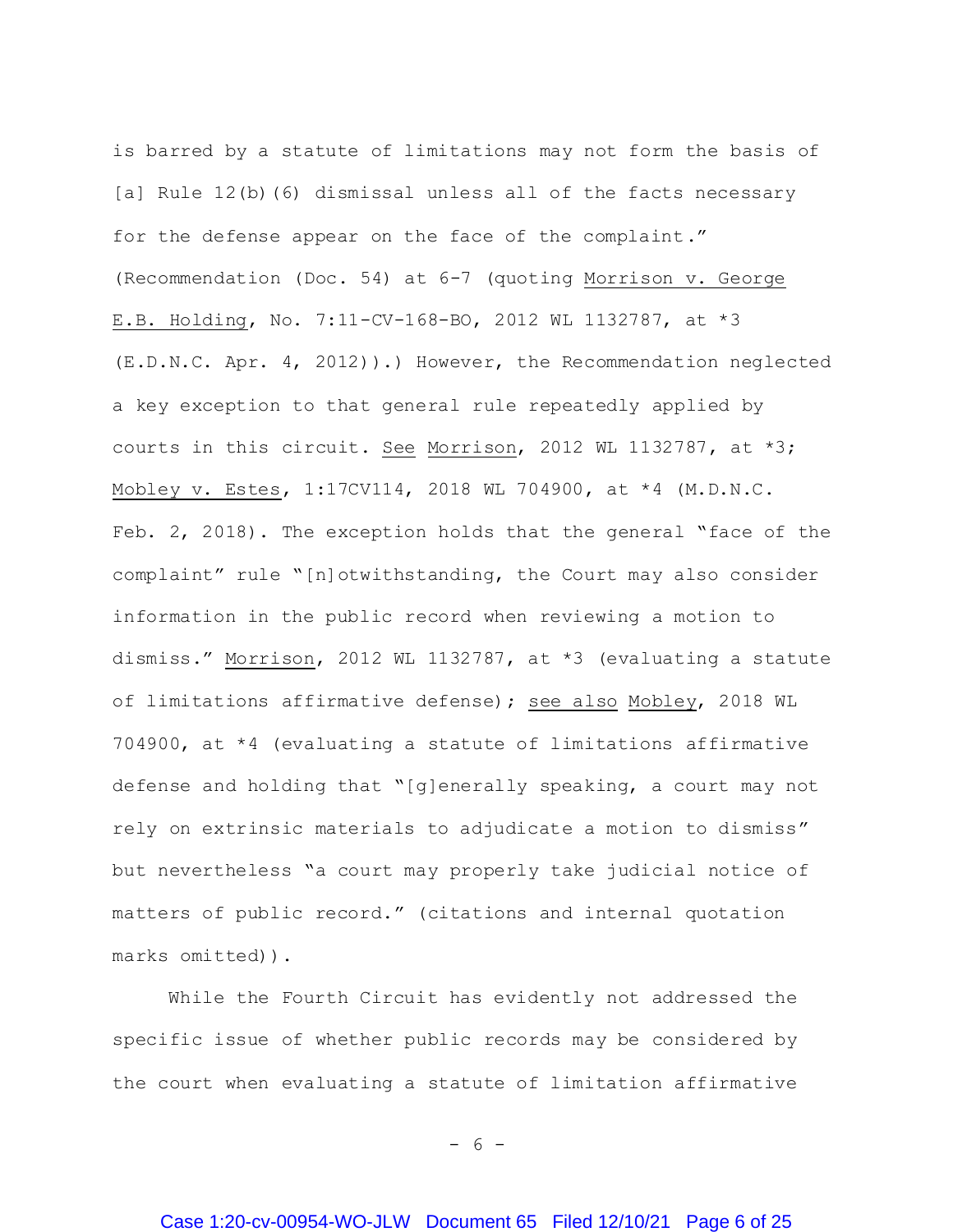is barred by a statute of limitations may not form the basis of [a] Rule 12(b)(6) dismissal unless all of the facts necessary for the defense appear on the face of the complaint." (Recommendation (Doc. 54) at 6-7 (quoting Morrison v. George E.B. Holding, No. 7:11-CV-168-BO, 2012 WL 1132787, at *3 (E.D.N.C. Apr. 4, 2012)).) However, the Recommendation neglected a key exception to that general rule repeatedly applied by courts in this circuit. See Morrison, 2012 WL 1132787, at *3; Mobley v. Estes, 1:17CV114, 2018 WL 704900, at *4 (M.D.N.C. Feb. 2, 2018). The exception holds that the general "face of the complaint" rule "[n]otwithstanding, the Court may also consider information in the public record when reviewing a motion to dismiss." Morrison, 2012 WL 1132787, at *3 (evaluating a statute of limitations affirmative defense); see also Mobley, 2018 WL 704900, at *4 (evaluating a statute of limitations affirmative defense and holding that "[g]enerally speaking, a court may not rely on extrinsic materials to adjudicate a motion to dismiss" but nevertheless "a court may properly take judicial notice of matters of public record." (citations and internal quotation marks omitted)).

While the Fourth Circuit has evidently not addressed the specific issue of whether public records may be considered by the court when evaluating a statute of limitation affirmative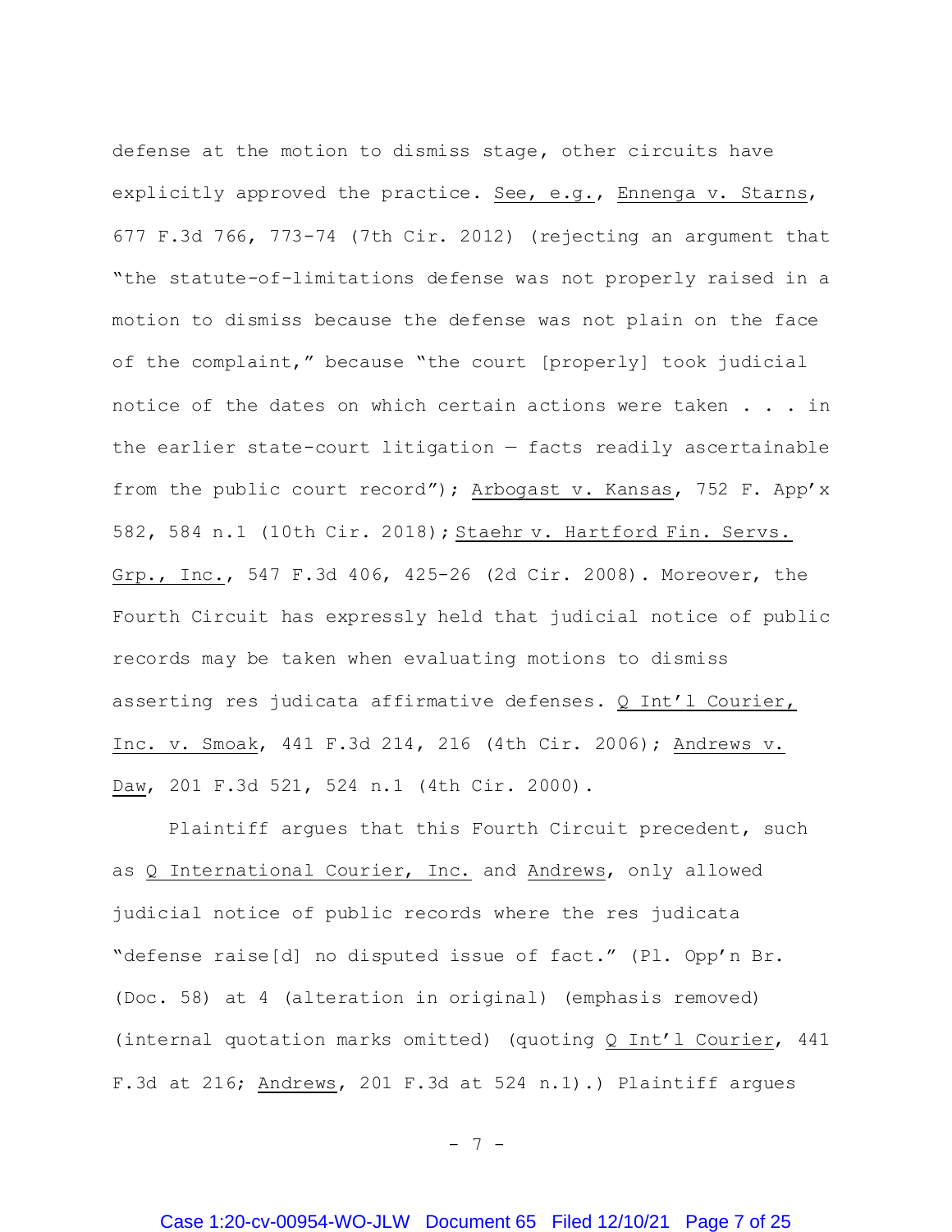defense at the motion to dismiss stage, other circuits have explicitly approved the practice. See, e.g., Ennenga v. Starns, 677 F.3d 766, 773-74 (7th Cir. 2012) (rejecting an argument that "the statute-of-limitations defense was not properly raised in a motion to dismiss because the defense was not plain on the face of the complaint," because "the court [properly] took judicial notice of the dates on which certain actions were taken . . . in the earlier state-court litigation — facts readily ascertainable from the public court record"); Arbogast v. Kansas, 752 F. App'x 582, 584 n.1 (10th Cir. 2018); Staehr v. Hartford Fin. Servs. Grp., Inc., 547 F.3d 406, 425-26 (2d Cir. 2008). Moreover, the Fourth Circuit has expressly held that judicial notice of public records may be taken when evaluating motions to dismiss asserting res judicata affirmative defenses. Q Int'l Courier, Inc. v. Smoak, 441 F.3d 214, 216 (4th Cir. 2006); Andrews v. Daw, 201 F.3d 521, 524 n.1 (4th Cir. 2000).

Plaintiff argues that this Fourth Circuit precedent, such as Q International Courier, Inc. and Andrews, only allowed judicial notice of public records where the res judicata "defense raise[d] no disputed issue of fact." (Pl. Opp'n Br. (Doc. 58) at 4 (alteration in original) (emphasis removed) (internal quotation marks omitted) (quoting Q Int'l Courier, 441 F.3d at 216; Andrews, 201 F.3d at 524 n.1).) Plaintiff argues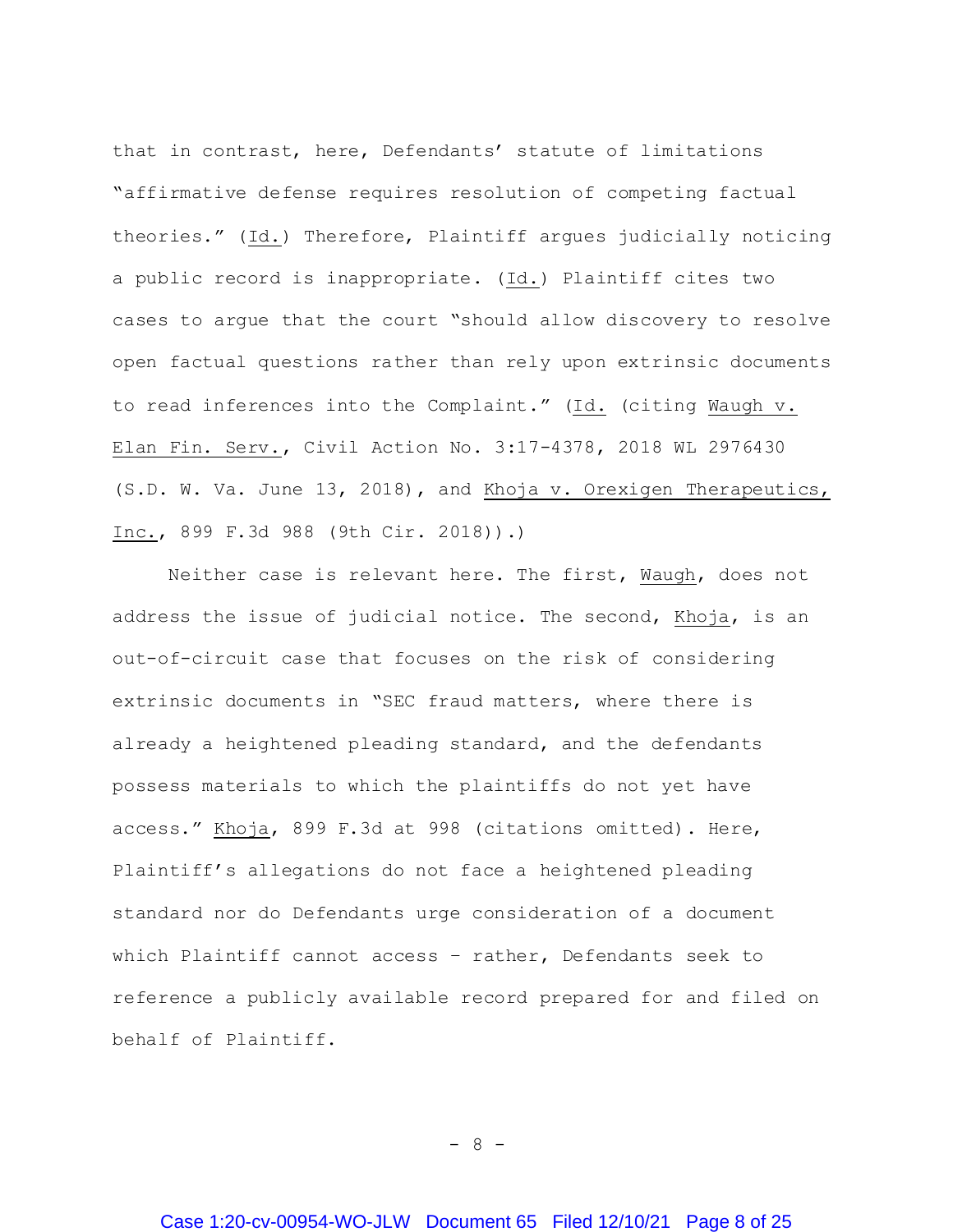that in contrast, here, Defendants' statute of limitations "affirmative defense requires resolution of competing factual theories." (Id.) Therefore, Plaintiff argues judicially noticing a public record is inappropriate. (Id.) Plaintiff cites two cases to argue that the court "should allow discovery to resolve open factual questions rather than rely upon extrinsic documents to read inferences into the Complaint." (Id. (citing Waugh v. Elan Fin. Serv., Civil Action No. 3:17-4378, 2018 WL 2976430 (S.D. W. Va. June 13, 2018), and Khoja v. Orexigen Therapeutics, Inc., 899 F.3d 988 (9th Cir. 2018)).)

Neither case is relevant here. The first, Waugh, does not address the issue of judicial notice. The second, Khoja, is an out-of-circuit case that focuses on the risk of considering extrinsic documents in "SEC fraud matters, where there is already a heightened pleading standard, and the defendants possess materials to which the plaintiffs do not yet have access." Khoja, 899 F.3d at 998 (citations omitted). Here, Plaintiff's allegations do not face a heightened pleading standard nor do Defendants urge consideration of a document which Plaintiff cannot access – rather, Defendants seek to reference a publicly available record prepared for and filed on behalf of Plaintiff.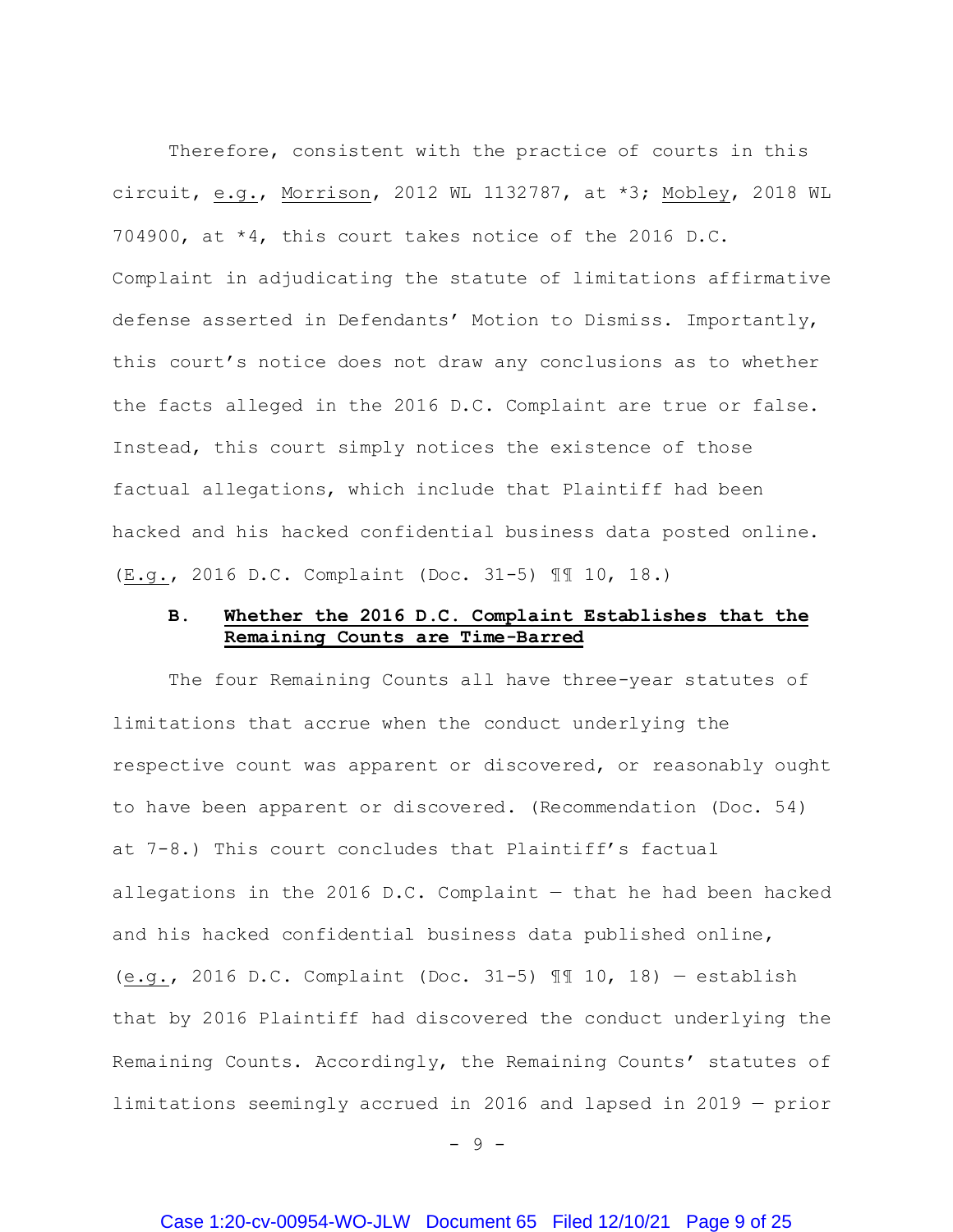Therefore, consistent with the practice of courts in this circuit, e.g., Morrison, 2012 WL 1132787, at *3; Mobley, 2018 WL 704900, at *4, this court takes notice of the 2016 D.C. Complaint in adjudicating the statute of limitations affirmative defense asserted in Defendants' Motion to Dismiss. Importantly, this court's notice does not draw any conclusions as to whether the facts alleged in the 2016 D.C. Complaint are true or false. Instead, this court simply notices the existence of those factual allegations, which include that Plaintiff had been hacked and his hacked confidential business data posted online. (E.g., 2016 D.C. Complaint (Doc. 31-5) ¶¶ 10, 18.)

### B. Whether the 2016 D.C. Complaint Establishes that the Remaining Counts are Time-Barred

The four Remaining Counts all have three-year statutes of limitations that accrue when the conduct underlying the respective count was apparent or discovered, or reasonably ought to have been apparent or discovered. (Recommendation (Doc. 54) at 7-8.) This court concludes that Plaintiff's factual allegations in the 2016 D.C. Complaint — that he had been hacked and his hacked confidential business data published online, (e.g., 2016 D.C. Complaint (Doc. 31-5) ¶¶ 10, 18) — establish that by 2016 Plaintiff had discovered the conduct underlying the Remaining Counts. Accordingly, the Remaining Counts' statutes of limitations seemingly accrued in 2016 and lapsed in 2019 — prior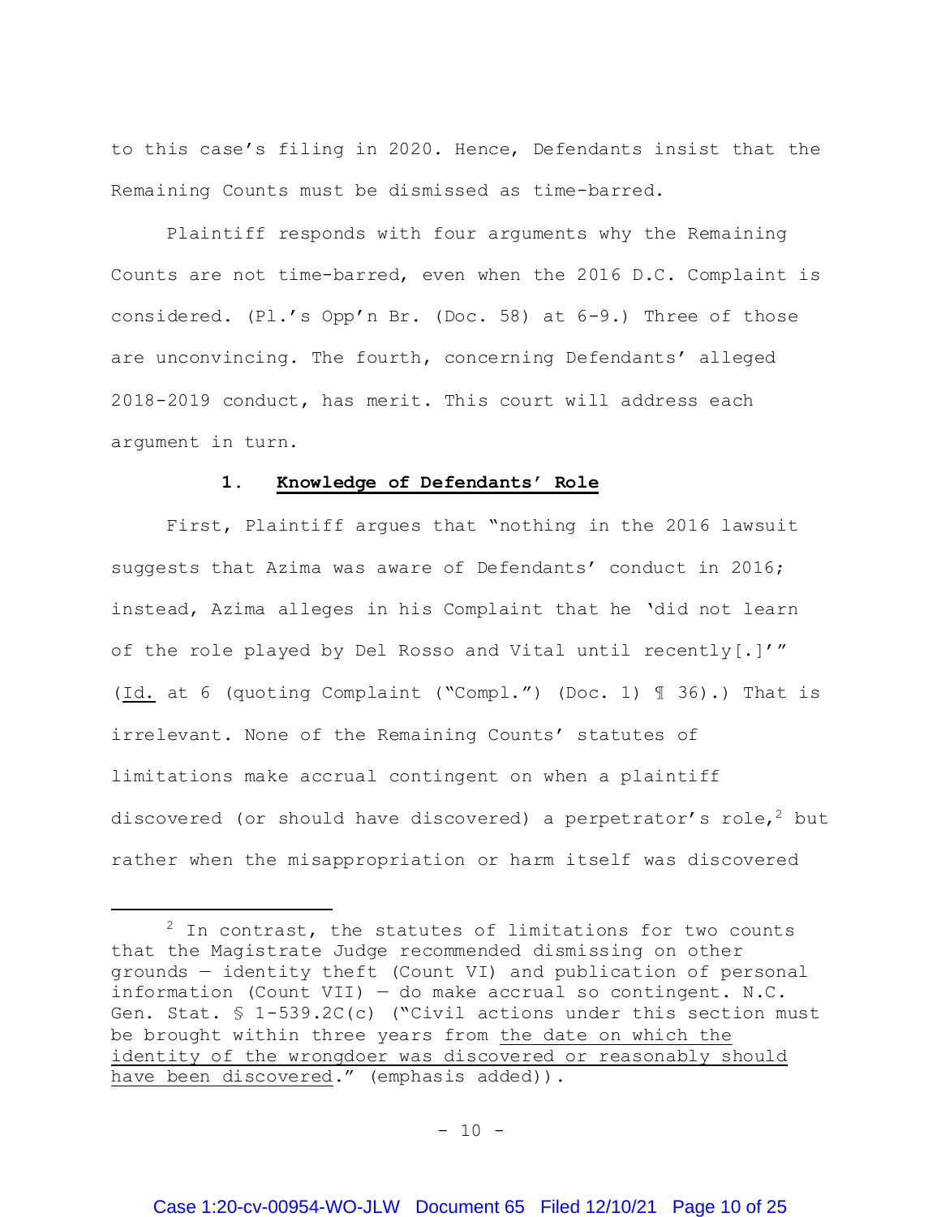to this case's filing in 2020. Hence, Defendants insist that the Remaining Counts must be dismissed as time-barred.

Plaintiff responds with four arguments why the Remaining Counts are not time-barred, even when the 2016 D.C. Complaint is considered. (Pl.'s Opp'n Br. (Doc. 58) at 6-9.) Three of those are unconvincing. The fourth, concerning Defendants' alleged 2018-2019 conduct, has merit. This court will address each argument in turn.

### 1. **Knowledge of Defendants' Role**

First, Plaintiff argues that "nothing in the 2016 lawsuit suggests that Azima was aware of Defendants' conduct in 2016; instead, Azima alleges in his Complaint that he 'did not learn of the role played by Del Rosso and Vital until recently[.]'" (Id. at 6 (quoting Complaint ("Compl.") (Doc. 1) ¶ 36).) That is irrelevant. None of the Remaining Counts' statutes of limitations make accrual contingent on when a plaintiff discovered (or should have discovered) a perpetrator's role,[2] but rather when the misappropriation or harm itself was discovered

[2] In contrast, the statutes of limitations for two counts that the Magistrate Judge recommended dismissing on other grounds — identity theft (Count VI) and publication of personal information (Count VII) — do make accrual so contingent. N.C. Gen. Stat. § 1-539.2C(c) ("Civil actions under this section must be brought within three years from the date on which the identity of the wrongdoer was discovered or reasonably should have been discovered." (emphasis added)).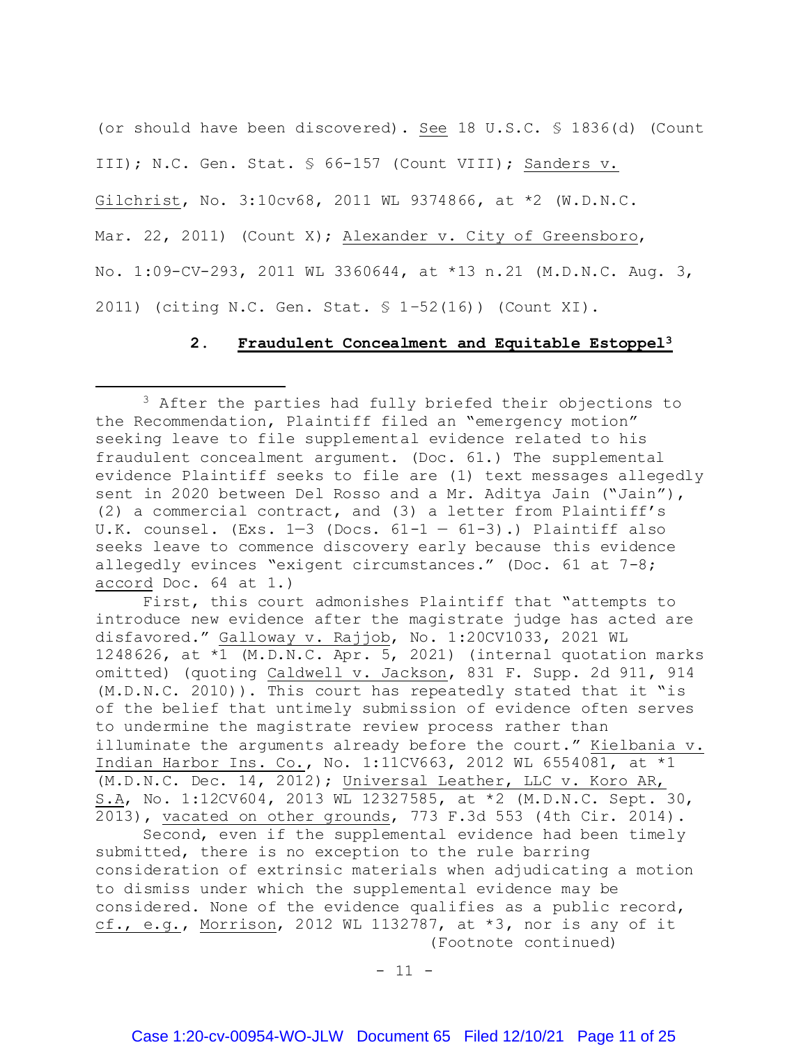(or should have been discovered). See 18 U.S.C. § 1836(d) (Count III); N.C. Gen. Stat. § 66-157 (Count VIII); Sanders v. Gilchrist, No. 3:10cv68, 2011 WL 9374866, at *2 (W.D.N.C. Mar. 22, 2011) (Count X); Alexander v. City of Greensboro, No. 1:09-CV-293, 2011 WL 3360644, at *13 n.21 (M.D.N.C. Aug. 3, 2011) (citing N.C. Gen. Stat. § 1-52(16)) (Count XI).

### 2. Fraudulent Concealment and Equitable Estoppel[3]

---

[3] After the parties had fully briefed their objections to the Recommendation, Plaintiff filed an "emergency motion" seeking leave to file supplemental evidence related to his fraudulent concealment argument. (Doc. 61.) The supplemental evidence Plaintiff seeks to file are (1) text messages allegedly sent in 2020 between Del Rosso and a Mr. Aditya Jain ("Jain"), (2) a commercial contract, and (3) a letter from Plaintiff's U.K. counsel. (Exs. 1—3 (Docs. 61-1 — 61-3).) Plaintiff also seeks leave to commence discovery early because this evidence allegedly evinces "exigent circumstances." (Doc. 61 at 7-8; accord Doc. 64 at 1.)

First, this court admonishes Plaintiff that "attempts to introduce new evidence after the magistrate judge has acted are disfavored." Galloway v. Rajjob, No. 1:20CV1033, 2021 WL 1248626, at *1 (M.D.N.C. Apr. 5, 2021) (internal quotation marks omitted) (quoting Caldwell v. Jackson, 831 F. Supp. 2d 911, 914 (M.D.N.C. 2010)). This court has repeatedly stated that it "is of the belief that untimely submission of evidence often serves to undermine the magistrate review process rather than illuminate the arguments already before the court." Kielbania v. Indian Harbor Ins. Co., No. 1:11CV663, 2012 WL 6554081, at *1 (M.D.N.C. Dec. 14, 2012); Universal Leather, LLC v. Koro AR, S.A, No. 1:12CV604, 2013 WL 12327585, at *2 (M.D.N.C. Sept. 30, 2013), vacated on other grounds, 773 F.3d 553 (4th Cir. 2014).

Second, even if the supplemental evidence had been timely submitted, there is no exception to the rule barring consideration of extrinsic materials when adjudicating a motion to dismiss under which the supplemental evidence may be considered. None of the evidence qualifies as a public record, cf., e.g., Morrison, 2012 WL 1132787, at *3, nor is any of it

(Footnote continued)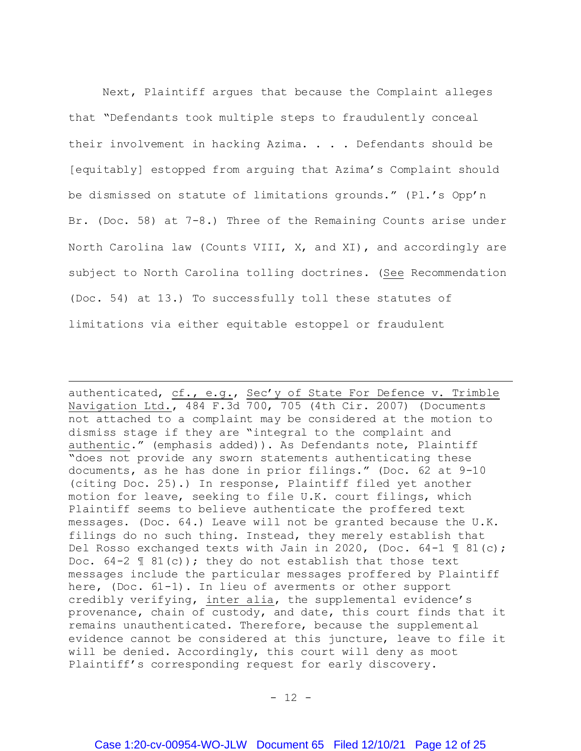Next, Plaintiff argues that because the Complaint alleges that "Defendants took multiple steps to fraudulently conceal their involvement in hacking Azima. . . . Defendants should be [equitably] estopped from arguing that Azima's Complaint should be dismissed on statute of limitations grounds." (Pl.'s Opp'n Br. (Doc. 58) at 7-8.) Three of the Remaining Counts arise under North Carolina law (Counts VIII, X, and XI), and accordingly are subject to North Carolina tolling doctrines. (<u>See</u> Recommendation (Doc. 54) at 13.) To successfully toll these statutes of limitations via either equitable estoppel or fraudulent

---

authenticated, <u>cf., e.g.</u>, <u>Sec'y of State For Defence v. Trimble Navigation Ltd.</u>, 484 F.3d 700, 705 (4th Cir. 2007) (Documents not attached to a complaint may be considered at the motion to dismiss stage if they are "integral to the complaint and <u>authentic</u>." (emphasis added)). As Defendants note, Plaintiff "does not provide any sworn statements authenticating these documents, as he has done in prior filings." (Doc. 62 at 9-10 (citing Doc. 25).) In response, Plaintiff filed yet another motion for leave, seeking to file U.K. court filings, which Plaintiff seems to believe authenticate the proffered text messages. (Doc. 64.) Leave will not be granted because the U.K. filings do no such thing. Instead, they merely establish that Del Rosso exchanged texts with Jain in 2020, (Doc. 64-1 ¶ 81(c); Doc. 64-2 ¶ 81(c)); they do not establish that those text messages include the particular messages proffered by Plaintiff here, (Doc. 61-1). In lieu of averments or other support credibly verifying, <u>inter alia</u>, the supplemental evidence's provenance, chain of custody, and date, this court finds that it remains unauthenticated. Therefore, because the supplemental evidence cannot be considered at this juncture, leave to file it will be denied. Accordingly, this court will deny as moot Plaintiff's corresponding request for early discovery.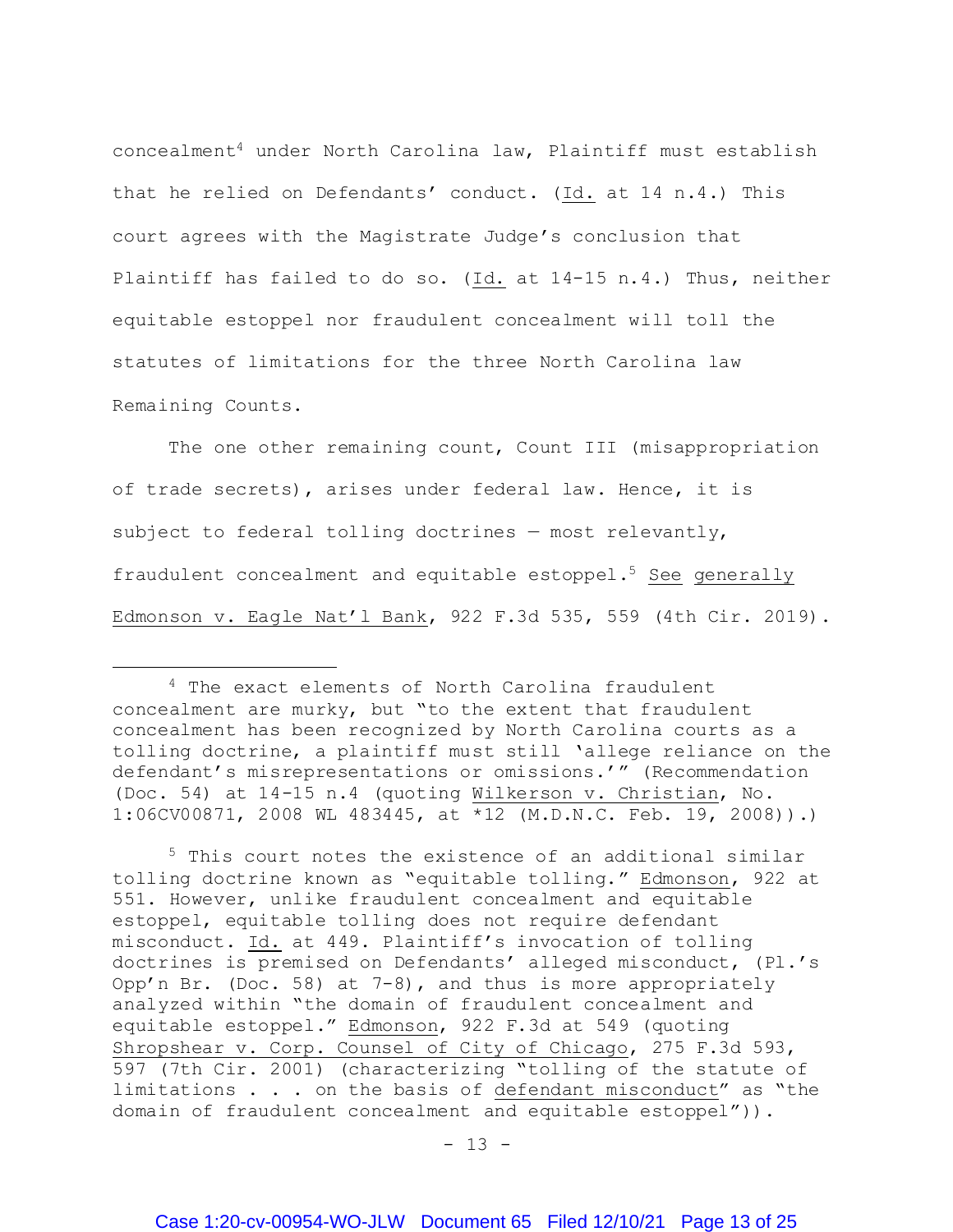concealment[4] under North Carolina law, Plaintiff must establish that he relied on Defendants' conduct. (Id. at 14 n.4.) This court agrees with the Magistrate Judge's conclusion that Plaintiff has failed to do so. (Id. at 14-15 n.4.) Thus, neither equitable estoppel nor fraudulent concealment will toll the statutes of limitations for the three North Carolina law Remaining Counts.

The one other remaining count, Count III (misappropriation of trade secrets), arises under federal law. Hence, it is subject to federal tolling doctrines — most relevantly, fraudulent concealment and equitable estoppel.[5] See generally Edmonson v. Eagle Nat'l Bank, 922 F.3d 535, 559 (4th Cir. 2019).

---

[4] The exact elements of North Carolina fraudulent concealment are murky, but "to the extent that fraudulent concealment has been recognized by North Carolina courts as a tolling doctrine, a plaintiff must still 'allege reliance on the defendant's misrepresentations or omissions.'" (Recommendation (Doc. 54) at 14-15 n.4 (quoting Wilkerson v. Christian, No. 1:06CV00871, 2008 WL 483445, at *12 (M.D.N.C. Feb. 19, 2008)).)

[5] This court notes the existence of an additional similar tolling doctrine known as "equitable tolling." Edmonson, 922 at 551. However, unlike fraudulent concealment and equitable estoppel, equitable tolling does not require defendant misconduct. Id. at 449. Plaintiff's invocation of tolling doctrines is premised on Defendants' alleged misconduct, (Pl.'s Opp'n Br. (Doc. 58) at 7-8), and thus is more appropriately analyzed within "the domain of fraudulent concealment and equitable estoppel." Edmonson, 922 F.3d at 549 (quoting Shropshear v. Corp. Counsel of City of Chicago, 275 F.3d 593, 597 (7th Cir. 2001) (characterizing "tolling of the statute of limitations . . . on the basis of defendant misconduct" as "the domain of fraudulent concealment and equitable estoppel")).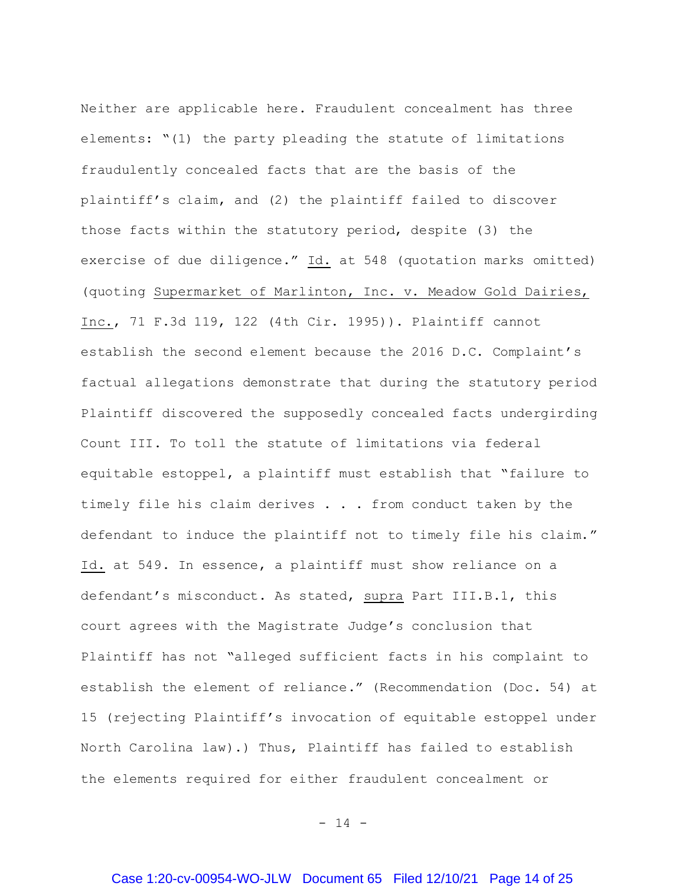Neither are applicable here. Fraudulent concealment has three elements: "(1) the party pleading the statute of limitations fraudulently concealed facts that are the basis of the plaintiff's claim, and (2) the plaintiff failed to discover those facts within the statutory period, despite (3) the exercise of due diligence." Id. at 548 (quotation marks omitted) (quoting Supermarket of Marlinton, Inc. v. Meadow Gold Dairies, Inc., 71 F.3d 119, 122 (4th Cir. 1995)). Plaintiff cannot establish the second element because the 2016 D.C. Complaint's factual allegations demonstrate that during the statutory period Plaintiff discovered the supposedly concealed facts undergirding Count III. To toll the statute of limitations via federal equitable estoppel, a plaintiff must establish that "failure to timely file his claim derives . . . from conduct taken by the defendant to induce the plaintiff not to timely file his claim." Id. at 549. In essence, a plaintiff must show reliance on a defendant's misconduct. As stated, supra Part III.B.1, this court agrees with the Magistrate Judge's conclusion that Plaintiff has not "alleged sufficient facts in his complaint to establish the element of reliance." (Recommendation (Doc. 54) at 15 (rejecting Plaintiff's invocation of equitable estoppel under North Carolina law).) Thus, Plaintiff has failed to establish the elements required for either fraudulent concealment or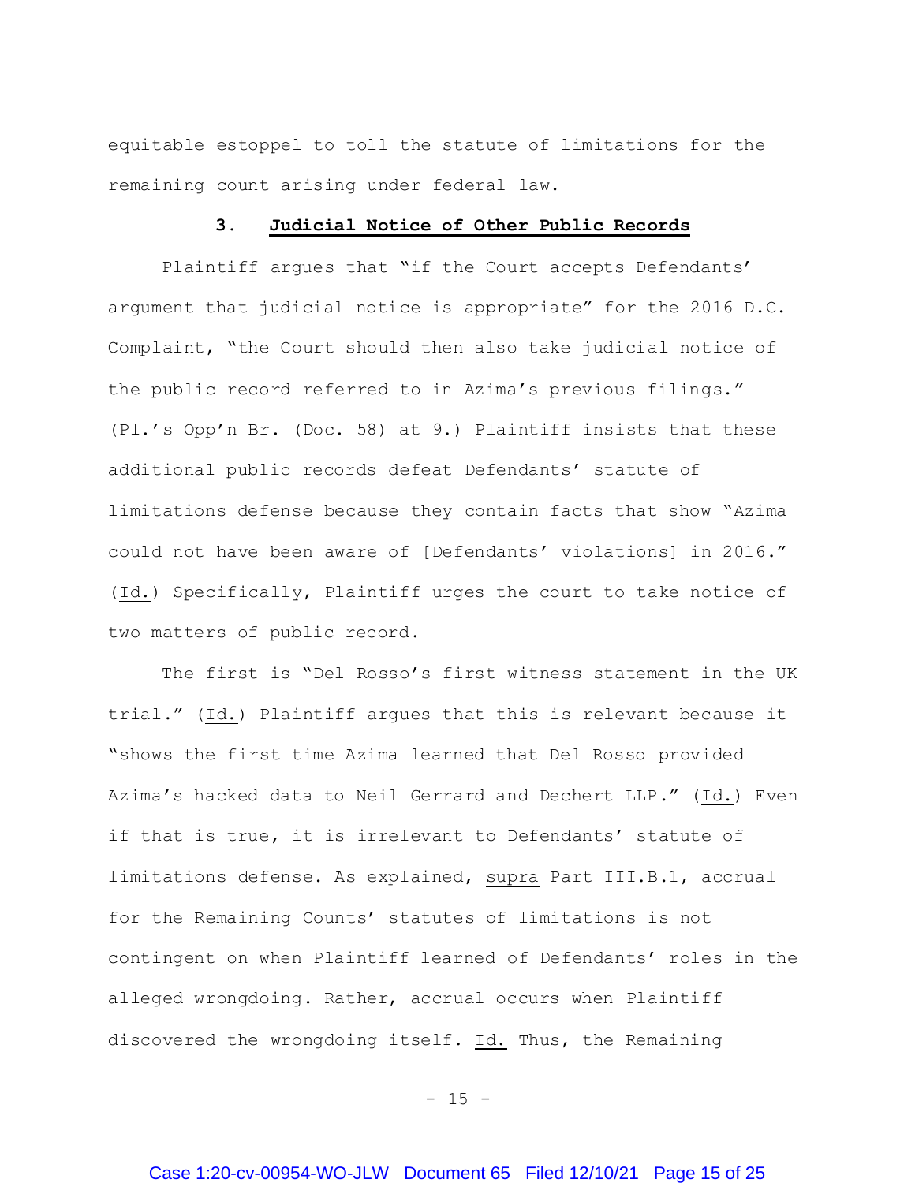equitable estoppel to toll the statute of limitations for the remaining count arising under federal law.

### 3. Judicial Notice of Other Public Records

Plaintiff argues that "if the Court accepts Defendants' argument that judicial notice is appropriate" for the 2016 D.C. Complaint, "the Court should then also take judicial notice of the public record referred to in Azima's previous filings." (Pl.'s Opp'n Br. (Doc. 58) at 9.) Plaintiff insists that these additional public records defeat Defendants' statute of limitations defense because they contain facts that show "Azima could not have been aware of [Defendants' violations] in 2016." (Id.) Specifically, Plaintiff urges the court to take notice of two matters of public record.

The first is "Del Rosso's first witness statement in the UK trial." (Id.) Plaintiff argues that this is relevant because it "shows the first time Azima learned that Del Rosso provided Azima's hacked data to Neil Gerrard and Dechert LLP." (Id.) Even if that is true, it is irrelevant to Defendants' statute of limitations defense. As explained, supra Part III.B.1, accrual for the Remaining Counts' statutes of limitations is not contingent on when Plaintiff learned of Defendants' roles in the alleged wrongdoing. Rather, accrual occurs when Plaintiff discovered the wrongdoing itself. Id. Thus, the Remaining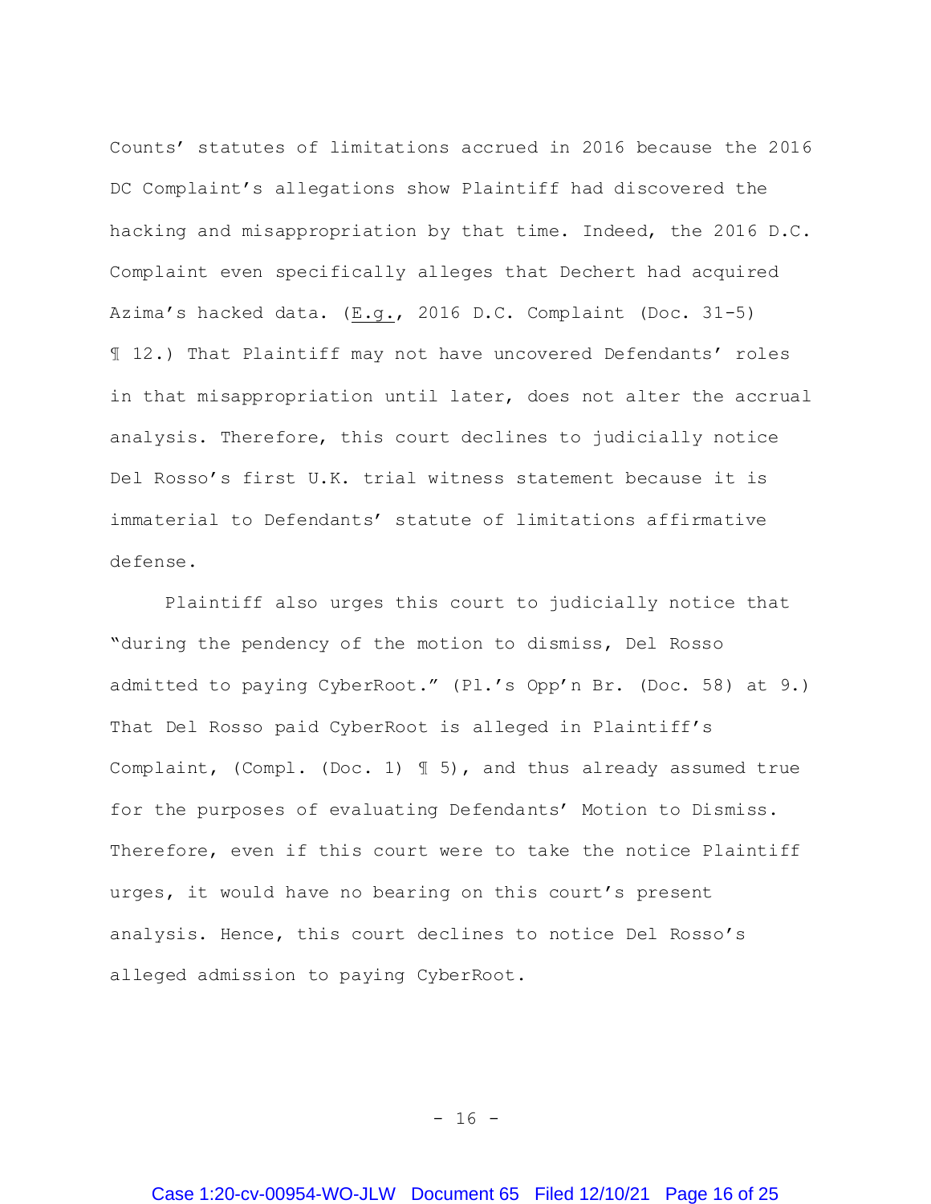Counts' statutes of limitations accrued in 2016 because the 2016 DC Complaint's allegations show Plaintiff had discovered the hacking and misappropriation by that time. Indeed, the 2016 D.C. Complaint even specifically alleges that Dechert had acquired Azima's hacked data. (E.g., 2016 D.C. Complaint (Doc. 31-5) ¶ 12.) That Plaintiff may not have uncovered Defendants' roles in that misappropriation until later, does not alter the accrual analysis. Therefore, this court declines to judicially notice Del Rosso's first U.K. trial witness statement because it is immaterial to Defendants' statute of limitations affirmative defense.

Plaintiff also urges this court to judicially notice that "during the pendency of the motion to dismiss, Del Rosso admitted to paying CyberRoot." (Pl.'s Opp'n Br. (Doc. 58) at 9.) That Del Rosso paid CyberRoot is alleged in Plaintiff's Complaint, (Compl. (Doc. 1) ¶ 5), and thus already assumed true for the purposes of evaluating Defendants' Motion to Dismiss. Therefore, even if this court were to take the notice Plaintiff urges, it would have no bearing on this court's present analysis. Hence, this court declines to notice Del Rosso's alleged admission to paying CyberRoot.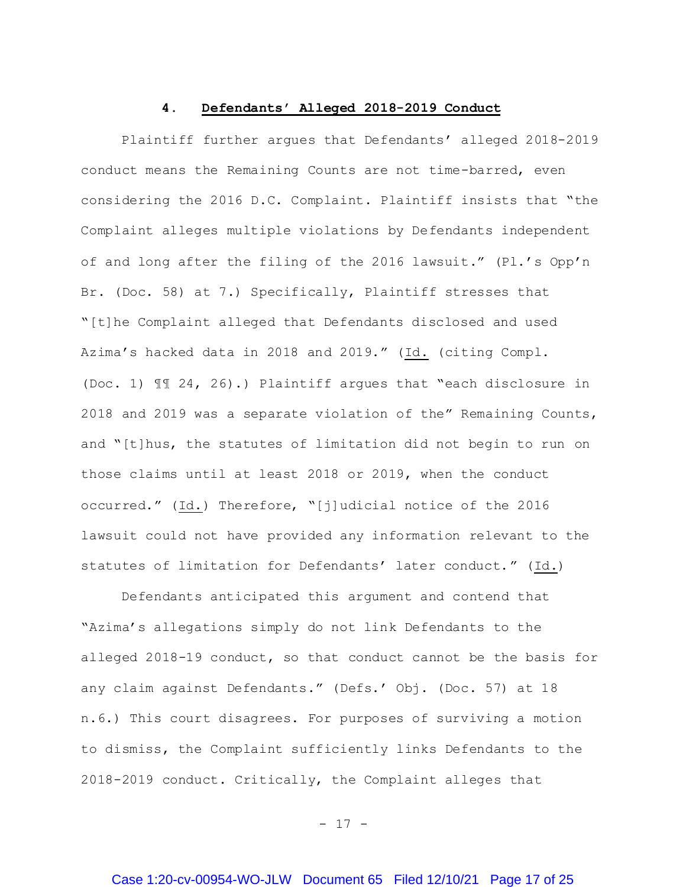#### 4. **Defendants' Alleged 2018-2019 Conduct**

Plaintiff further argues that Defendants' alleged 2018-2019 conduct means the Remaining Counts are not time-barred, even considering the 2016 D.C. Complaint. Plaintiff insists that "the Complaint alleges multiple violations by Defendants independent of and long after the filing of the 2016 lawsuit." (Pl.'s Opp'n Br. (Doc. 58) at 7.) Specifically, Plaintiff stresses that "[t]he Complaint alleged that Defendants disclosed and used Azima's hacked data in 2018 and 2019." (Id. (citing Compl. (Doc. 1) ¶¶ 24, 26).) Plaintiff argues that "each disclosure in 2018 and 2019 was a separate violation of the" Remaining Counts, and "[t]hus, the statutes of limitation did not begin to run on those claims until at least 2018 or 2019, when the conduct occurred." (Id.) Therefore, "[j]udicial notice of the 2016 lawsuit could not have provided any information relevant to the statutes of limitation for Defendants' later conduct." (Id.)

Defendants anticipated this argument and contend that "Azima's allegations simply do not link Defendants to the alleged 2018-19 conduct, so that conduct cannot be the basis for any claim against Defendants." (Defs.' Obj. (Doc. 57) at 18 n.6.) This court disagrees. For purposes of surviving a motion to dismiss, the Complaint sufficiently links Defendants to the 2018-2019 conduct. Critically, the Complaint alleges that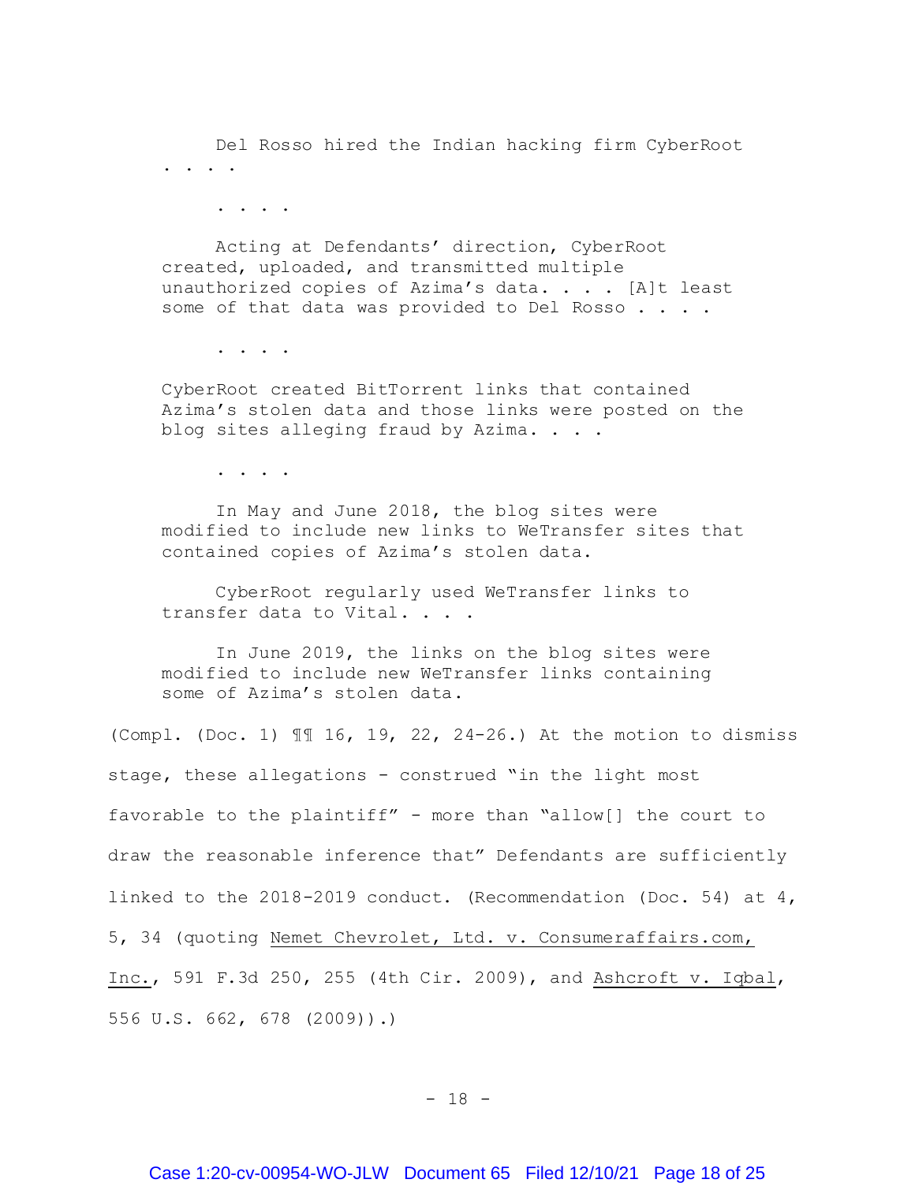> Del Rosso hired the Indian hacking firm CyberRoot . . . .
>
> . . . .
>
> Acting at Defendants' direction, CyberRoot created, uploaded, and transmitted multiple unauthorized copies of Azima's data. . . . [A]t least some of that data was provided to Del Rosso . . . .
>
> . . . .
>
> CyberRoot created BitTorrent links that contained Azima's stolen data and those links were posted on the blog sites alleging fraud by Azima. . . .
>
> . . . .
>
> In May and June 2018, the blog sites were modified to include new links to WeTransfer sites that contained copies of Azima's stolen data.
>
> CyberRoot regularly used WeTransfer links to transfer data to Vital. . . .
>
> In June 2019, the links on the blog sites were modified to include new WeTransfer links containing some of Azima's stolen data.

(Compl. (Doc. 1) ¶¶ 16, 19, 22, 24-26.) At the motion to dismiss stage, these allegations - construed "in the light most favorable to the plaintiff" - more than "allow[] the court to draw the reasonable inference that" Defendants are sufficiently linked to the 2018-2019 conduct. (Recommendation (Doc. 54) at 4, 5, 34 (quoting <u>Nemet Chevrolet, Ltd. v. Consumeraffairs.com, Inc.</u>, 591 F.3d 250, 255 (4th Cir. 2009), and <u>Ashcroft v. Iqbal</u>, 556 U.S. 662, 678 (2009)).)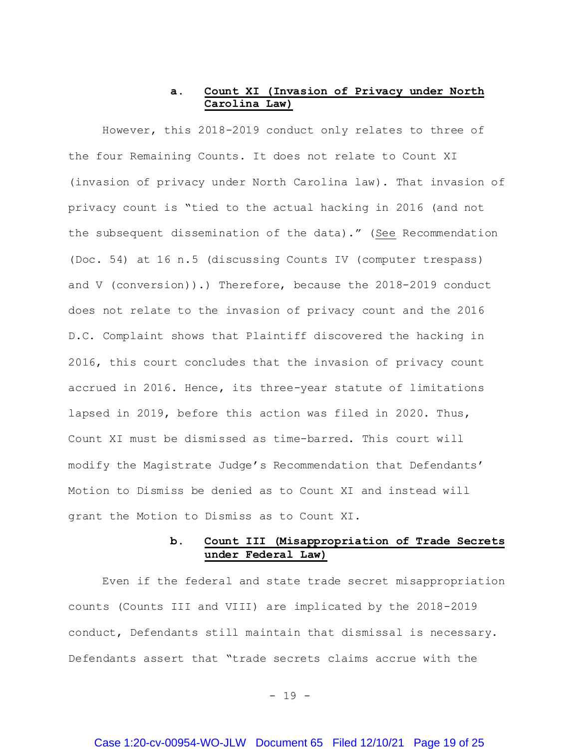### a. **Count XI (Invasion of Privacy under North Carolina Law)**

However, this 2018-2019 conduct only relates to three of the four Remaining Counts. It does not relate to Count XI (invasion of privacy under North Carolina law). That invasion of privacy count is "tied to the actual hacking in 2016 (and not the subsequent dissemination of the data)." (See Recommendation (Doc. 54) at 16 n.5 (discussing Counts IV (computer trespass) and V (conversion)).) Therefore, because the 2018-2019 conduct does not relate to the invasion of privacy count and the 2016 D.C. Complaint shows that Plaintiff discovered the hacking in 2016, this court concludes that the invasion of privacy count accrued in 2016. Hence, its three-year statute of limitations lapsed in 2019, before this action was filed in 2020. Thus, Count XI must be dismissed as time-barred. This court will modify the Magistrate Judge's Recommendation that Defendants' Motion to Dismiss be denied as to Count XI and instead will grant the Motion to Dismiss as to Count XI.

### b. **Count III (Misappropriation of Trade Secrets under Federal Law)**

Even if the federal and state trade secret misappropriation counts (Counts III and VIII) are implicated by the 2018-2019 conduct, Defendants still maintain that dismissal is necessary. Defendants assert that "trade secrets claims accrue with the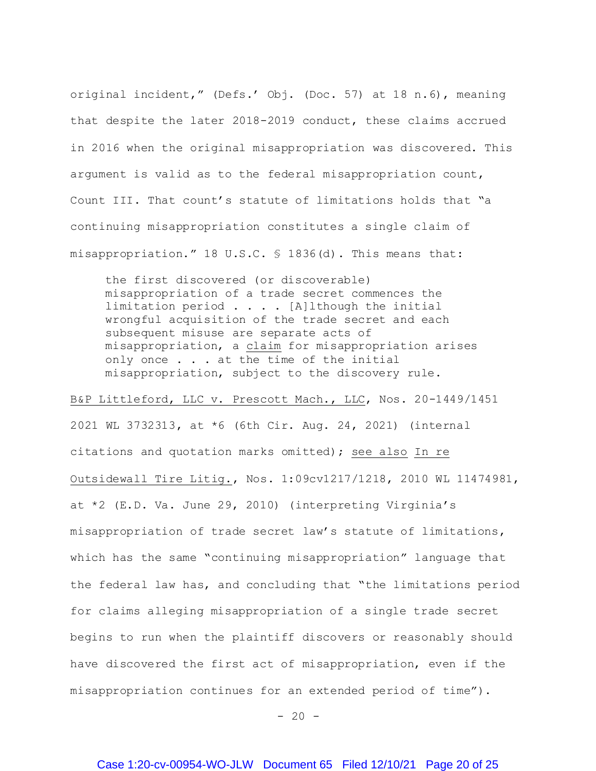original incident," (Defs.' Obj. (Doc. 57) at 18 n.6), meaning that despite the later 2018-2019 conduct, these claims accrued in 2016 when the original misappropriation was discovered. This argument is valid as to the federal misappropriation count, Count III. That count's statute of limitations holds that "a continuing misappropriation constitutes a single claim of misappropriation." 18 U.S.C. § 1836(d). This means that:

> the first discovered (or discoverable) misappropriation of a trade secret commences the limitation period . . . . [A]lthough the initial wrongful acquisition of the trade secret and each subsequent misuse are separate acts of misappropriation, a <u>claim</u> for misappropriation arises only once . . . at the time of the initial misappropriation, subject to the discovery rule.

<u>B&P Littleford, LLC v. Prescott Mach., LLC</u>, Nos. 20-1449/1451 2021 WL 3732313, at *6 (6th Cir. Aug. 24, 2021) (internal citations and quotation marks omitted); <u>see also</u> <u>In re Outsidewall Tire Litig.</u>, Nos. 1:09cv1217/1218, 2010 WL 11474981, at *2 (E.D. Va. June 29, 2010) (interpreting Virginia's misappropriation of trade secret law's statute of limitations, which has the same "continuing misappropriation" language that the federal law has, and concluding that "the limitations period for claims alleging misappropriation of a single trade secret begins to run when the plaintiff discovers or reasonably should have discovered the first act of misappropriation, even if the misappropriation continues for an extended period of time").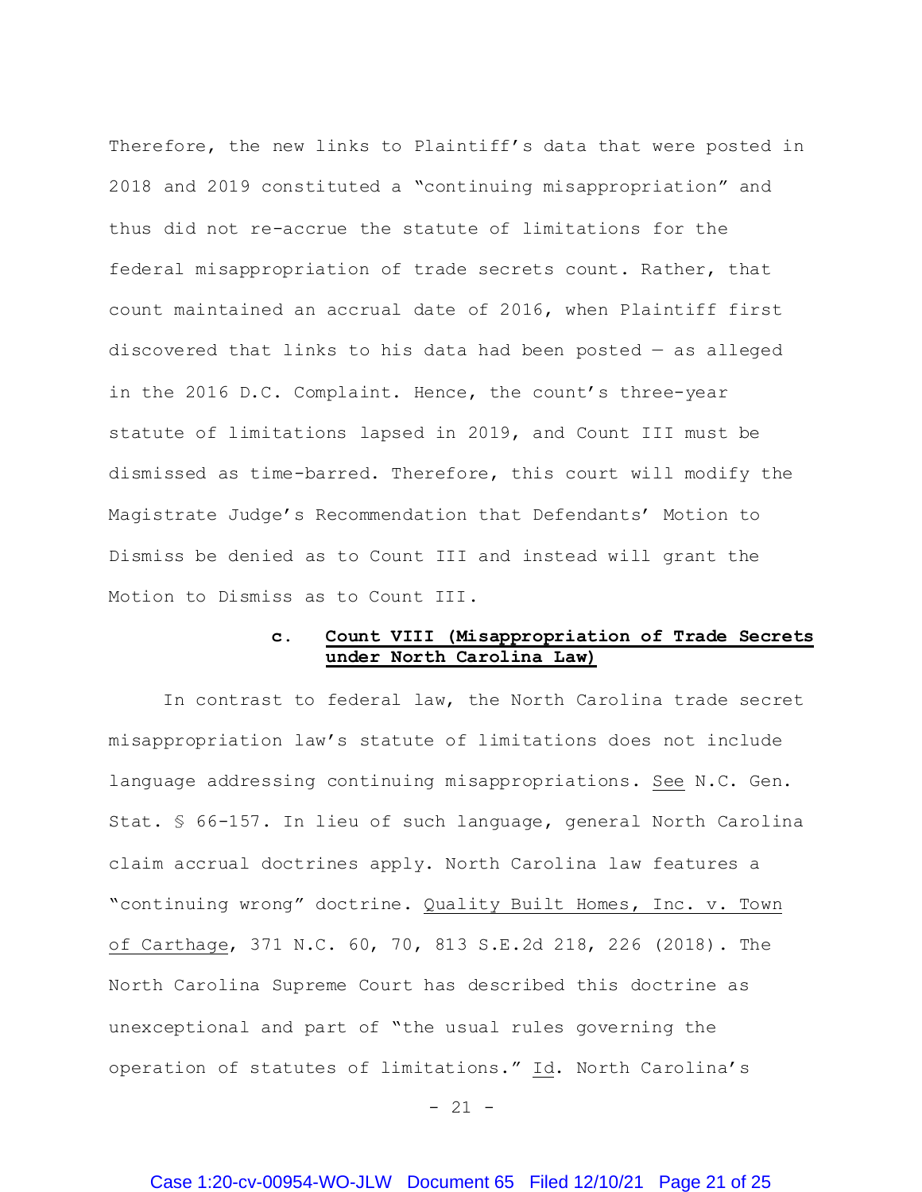Therefore, the new links to Plaintiff's data that were posted in 2018 and 2019 constituted a "continuing misappropriation" and thus did not re-accrue the statute of limitations for the federal misappropriation of trade secrets count. Rather, that count maintained an accrual date of 2016, when Plaintiff first discovered that links to his data had been posted — as alleged in the 2016 D.C. Complaint. Hence, the count's three-year statute of limitations lapsed in 2019, and Count III must be dismissed as time-barred. Therefore, this court will modify the Magistrate Judge's Recommendation that Defendants' Motion to Dismiss be denied as to Count III and instead will grant the Motion to Dismiss as to Count III.

#### c. **Count VIII (Misappropriation of Trade Secrets under North Carolina Law)**

In contrast to federal law, the North Carolina trade secret misappropriation law's statute of limitations does not include language addressing continuing misappropriations. See N.C. Gen. Stat. § 66-157. In lieu of such language, general North Carolina claim accrual doctrines apply. North Carolina law features a "continuing wrong" doctrine. Quality Built Homes, Inc. v. Town of Carthage, 371 N.C. 60, 70, 813 S.E.2d 218, 226 (2018). The North Carolina Supreme Court has described this doctrine as unexceptional and part of "the usual rules governing the operation of statutes of limitations." Id. North Carolina's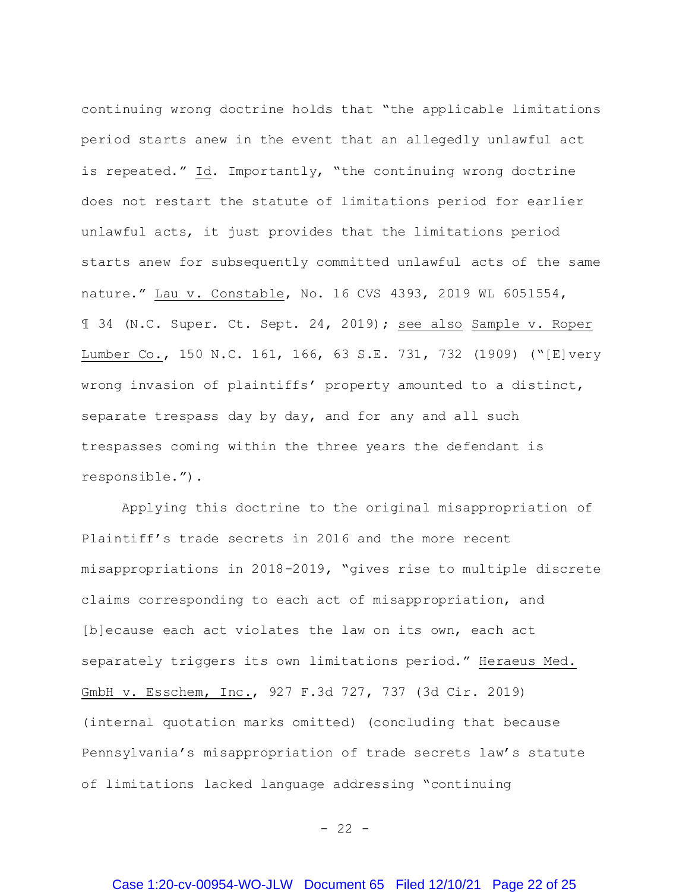continuing wrong doctrine holds that "the applicable limitations period starts anew in the event that an allegedly unlawful act is repeated." Id. Importantly, "the continuing wrong doctrine does not restart the statute of limitations period for earlier unlawful acts, it just provides that the limitations period starts anew for subsequently committed unlawful acts of the same nature." Lau v. Constable, No. 16 CVS 4393, 2019 WL 6051554, ¶ 34 (N.C. Super. Ct. Sept. 24, 2019); see also Sample v. Roper Lumber Co., 150 N.C. 161, 166, 63 S.E. 731, 732 (1909) ("[E]very wrong invasion of plaintiffs' property amounted to a distinct, separate trespass day by day, and for any and all such trespasses coming within the three years the defendant is responsible.").

Applying this doctrine to the original misappropriation of Plaintiff's trade secrets in 2016 and the more recent misappropriations in 2018-2019, "gives rise to multiple discrete claims corresponding to each act of misappropriation, and [b]ecause each act violates the law on its own, each act separately triggers its own limitations period." Heraeus Med. GmbH v. Esschem, Inc., 927 F.3d 727, 737 (3d Cir. 2019) (internal quotation marks omitted) (concluding that because Pennsylvania's misappropriation of trade secrets law's statute of limitations lacked language addressing "continuing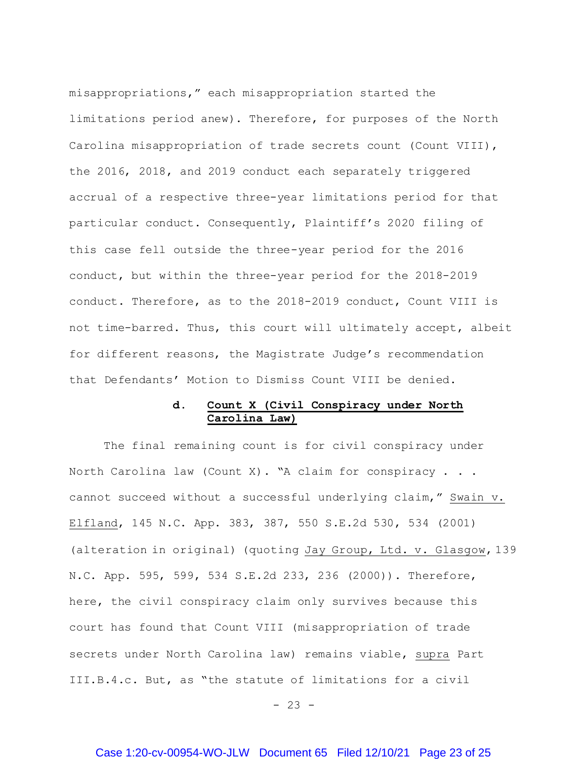misappropriations," each misappropriation started the limitations period anew). Therefore, for purposes of the North Carolina misappropriation of trade secrets count (Count VIII), the 2016, 2018, and 2019 conduct each separately triggered accrual of a respective three-year limitations period for that particular conduct. Consequently, Plaintiff's 2020 filing of this case fell outside the three-year period for the 2016 conduct, but within the three-year period for the 2018-2019 conduct. Therefore, as to the 2018-2019 conduct, Count VIII is not time-barred. Thus, this court will ultimately accept, albeit for different reasons, the Magistrate Judge's recommendation that Defendants' Motion to Dismiss Count VIII be denied.

#### d. <u>Count X (Civil Conspiracy under North Carolina Law)</u>

The final remaining count is for civil conspiracy under North Carolina law (Count X). "A claim for conspiracy . . . cannot succeed without a successful underlying claim," <u>Swain v. Elfland</u>, 145 N.C. App. 383, 387, 550 S.E.2d 530, 534 (2001) (alteration in original) (quoting <u>Jay Group, Ltd. v. Glasgow</u>, 139 N.C. App. 595, 599, 534 S.E.2d 233, 236 (2000)). Therefore, here, the civil conspiracy claim only survives because this court has found that Count VIII (misappropriation of trade secrets under North Carolina law) remains viable, <u>supra</u> Part III.B.4.c. But, as "the statute of limitations for a civil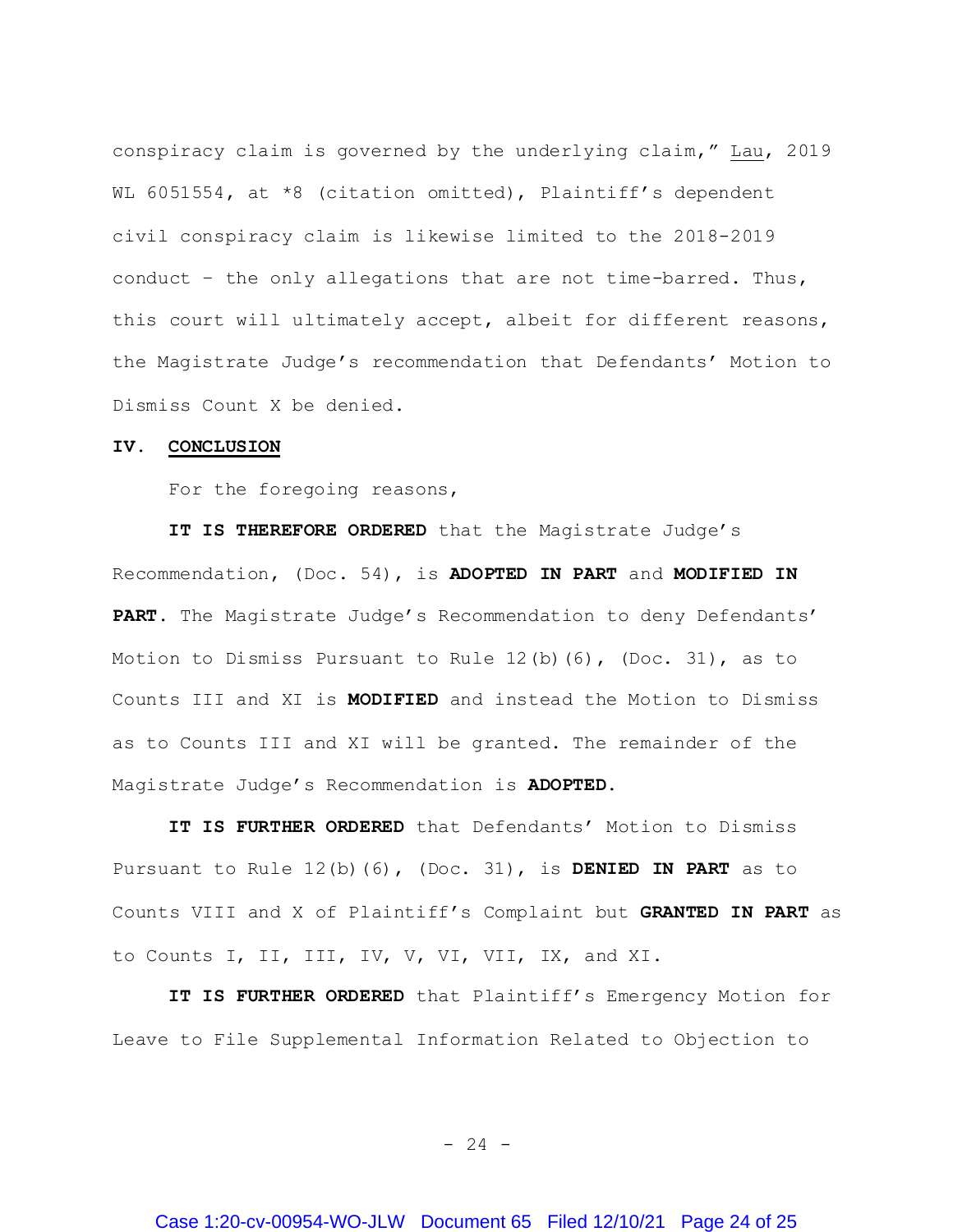conspiracy claim is governed by the underlying claim," Lau, 2019 WL 6051554, at *8 (citation omitted), Plaintiff's dependent civil conspiracy claim is likewise limited to the 2018-2019 conduct – the only allegations that are not time-barred. Thus, this court will ultimately accept, albeit for different reasons, the Magistrate Judge's recommendation that Defendants' Motion to Dismiss Count X be denied.

## IV. CONCLUSION

For the foregoing reasons,

**IT IS THEREFORE ORDERED** that the Magistrate Judge's Recommendation, (Doc. 54), is **ADOPTED IN PART** and **MODIFIED IN PART**. The Magistrate Judge's Recommendation to deny Defendants' Motion to Dismiss Pursuant to Rule 12(b)(6), (Doc. 31), as to Counts III and XI is **MODIFIED** and instead the Motion to Dismiss as to Counts III and XI will be granted. The remainder of the Magistrate Judge's Recommendation is **ADOPTED.**

**IT IS FURTHER ORDERED** that Defendants' Motion to Dismiss Pursuant to Rule 12(b)(6), (Doc. 31), is **DENIED IN PART** as to Counts VIII and X of Plaintiff's Complaint but **GRANTED IN PART** as to Counts I, II, III, IV, V, VI, VII, IX, and XI.

**IT IS FURTHER ORDERED** that Plaintiff's Emergency Motion for Leave to File Supplemental Information Related to Objection to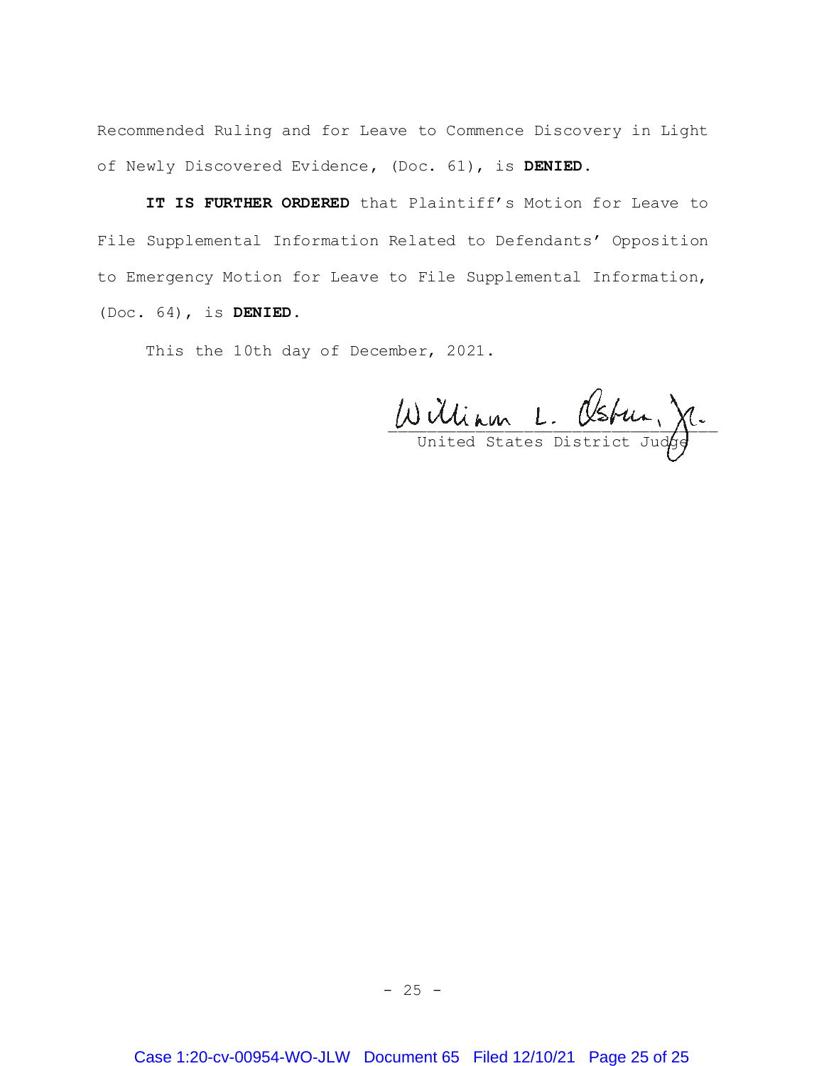Recommended Ruling and for Leave to Commence Discovery in Light of Newly Discovered Evidence, (Doc. 61), is **DENIED.**

**IT IS FURTHER ORDERED** that Plaintiff's Motion for Leave to File Supplemental Information Related to Defendants' Opposition to Emergency Motion for Leave to File Supplemental Information, (Doc. 64), is **DENIED.**

This the 10th day of December, 2021.

William L. Osteen, Jr.
United States District Judge